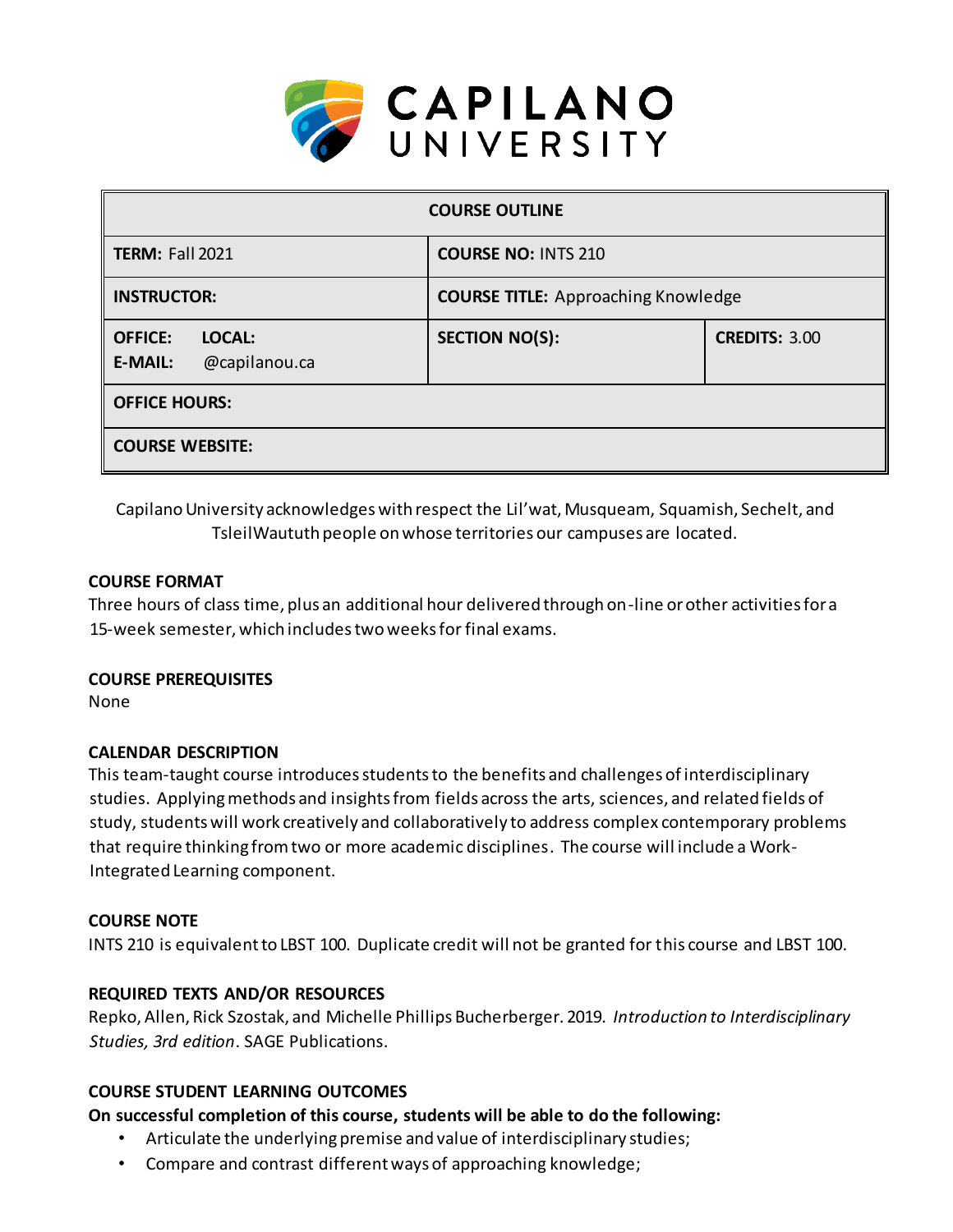# CAPILANO UNIVERSITY

| COURSE OUTLINE | | |
|---|---|---|
| **TERM:** Fall 2021 | **COURSE NO:** INTS 210 | |
| **INSTRUCTOR:** | **COURSE TITLE:** Approaching Knowledge | |
| **OFFICE:** **LOCAL:** **E-MAIL:** @capilanou.ca | **SECTION NO(S):** | **CREDITS:** 3.00 |
| **OFFICE HOURS:** | | |
| **COURSE WEBSITE:** | | |

Capilano University acknowledges with respect the Lil'wat, Musqueam, Squamish, Sechelt, and TsleilWaututh people on whose territories our campuses are located.

### COURSE FORMAT

Three hours of class time, plus an additional hour delivered through on-line or other activities for a 15-week semester, which includes two weeks for final exams.

### COURSE PREREQUISITES

None

### CALENDAR DESCRIPTION

This team-taught course introduces students to the benefits and challenges of interdisciplinary studies. Applying methods and insights from fields across the arts, sciences, and related fields of study, students will work creatively and collaboratively to address complex contemporary problems that require thinking from two or more academic disciplines. The course will include a Work-Integrated Learning component.

### COURSE NOTE

INTS 210 is equivalent to LBST 100. Duplicate credit will not be granted for this course and LBST 100.

### REQUIRED TEXTS AND/OR RESOURCES

Repko, Allen, Rick Szostak, and Michelle Phillips Bucherberger. 2019. *Introduction to Interdisciplinary Studies, 3rd edition*. SAGE Publications.

### COURSE STUDENT LEARNING OUTCOMES

**On successful completion of this course, students will be able to do the following:**

- Articulate the underlying premise and value of interdisciplinary studies;
- Compare and contrast different ways of approaching knowledge;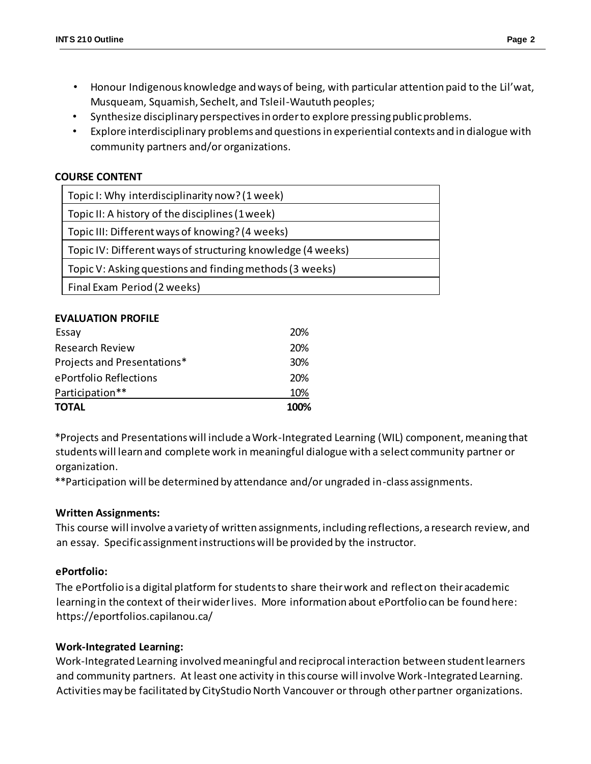- Honour Indigenous knowledge and ways of being, with particular attention paid to the Lil'wat, Musqueam, Squamish, Sechelt, and Tsleil-Waututh peoples;
- Synthesize disciplinary perspectives in order to explore pressing public problems.
- Explore interdisciplinary problems and questions in experiential contexts and in dialogue with community partners and/or organizations.

**COURSE CONTENT**

| Topic I: Why interdisciplinarity now? (1 week) |
|---|
| Topic II: A history of the disciplines (1 week) |
| Topic III: Different ways of knowing? (4 weeks) |
| Topic IV: Different ways of structuring knowledge (4 weeks) |
| Topic V: Asking questions and finding methods (3 weeks) |
| Final Exam Period (2 weeks) |

**EVALUATION PROFILE**

| | |
|---|---|
| Essay | 20% |
| Research Review | 20% |
| Projects and Presentations* | 30% |
| ePortfolio Reflections | 20% |
| Participation** | 10% |
| **TOTAL** | **100%** |

*Projects and Presentations will include a Work-Integrated Learning (WIL) component, meaning that students will learn and complete work in meaningful dialogue with a select community partner or organization.

**Participation will be determined by attendance and/or ungraded in-class assignments.

**Written Assignments:**

This course will involve a variety of written assignments, including reflections, a research review, and an essay. Specific assignment instructions will be provided by the instructor.

**ePortfolio:**

The ePortfolio is a digital platform for students to share their work and reflect on their academic learning in the context of their wider lives. More information about ePortfolio can be found here: https://eportfolios.capilanou.ca/

**Work-Integrated Learning:**

Work-Integrated Learning involved meaningful and reciprocal interaction between student learners and community partners. At least one activity in this course will involve Work-Integrated Learning. Activities may be facilitated by CityStudio North Vancouver or through other partner organizations.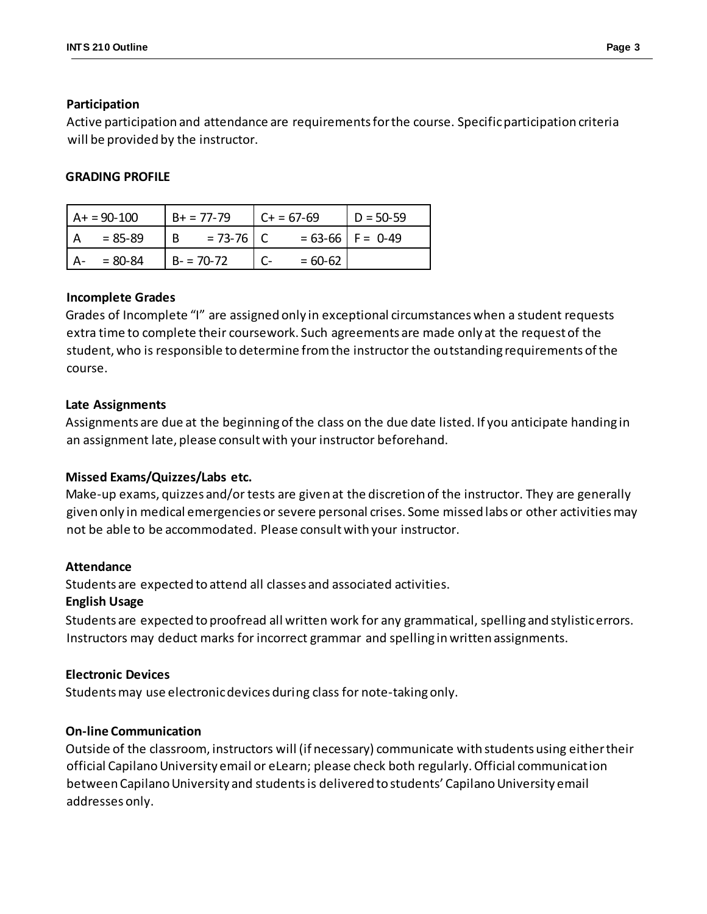**Participation**

Active participation and attendance are requirements for the course. Specific participation criteria will be provided by the instructor.

**GRADING PROFILE**

| | | | |
|---|---|---|---|
| A+ = 90-100 | B+ = 77-79 | C+ = 67-69 | D = 50-59 |
| A = 85-89 | B = 73-76 | C = 63-66 | F = 0-49 |
| A- = 80-84 | B- = 70-72 | C- = 60-62 | |

**Incomplete Grades**

Grades of Incomplete "I" are assigned only in exceptional circumstances when a student requests extra time to complete their coursework. Such agreements are made only at the request of the student, who is responsible to determine from the instructor the outstanding requirements of the course.

**Late Assignments**

Assignments are due at the beginning of the class on the due date listed. If you anticipate handing in an assignment late, please consult with your instructor beforehand.

**Missed Exams/Quizzes/Labs etc.**

Make-up exams, quizzes and/or tests are given at the discretion of the instructor. They are generally given only in medical emergencies or severe personal crises. Some missed labs or other activities may not be able to be accommodated. Please consult with your instructor.

**Attendance**

Students are expected to attend all classes and associated activities.

**English Usage**

Students are expected to proofread all written work for any grammatical, spelling and stylistic errors. Instructors may deduct marks for incorrect grammar and spelling in written assignments.

**Electronic Devices**

Students may use electronic devices during class for note-taking only.

**On-line Communication**

Outside of the classroom, instructors will (if necessary) communicate with students using either their official Capilano University email or eLearn; please check both regularly. Official communication between Capilano University and students is delivered to students' Capilano University email addresses only.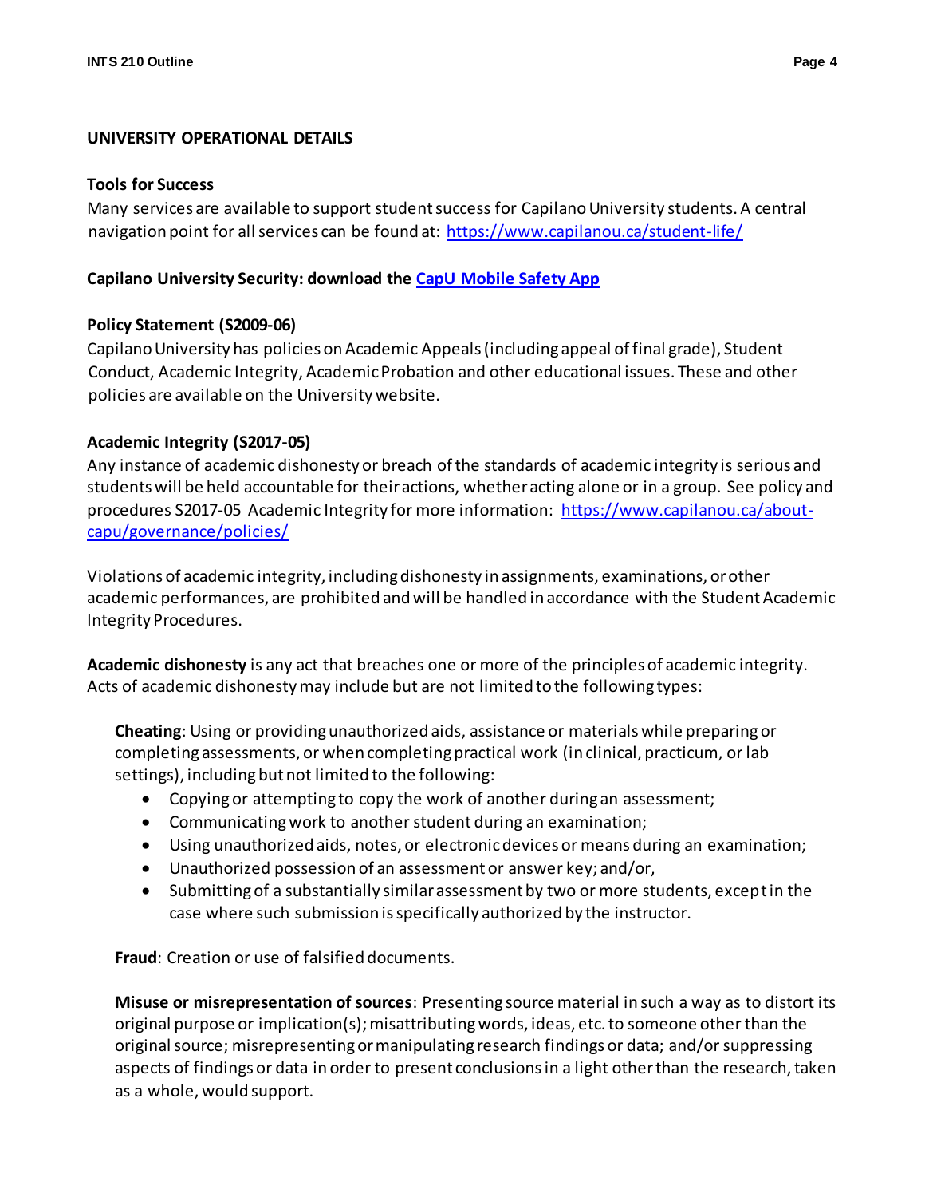## UNIVERSITY OPERATIONAL DETAILS

### Tools for Success

Many services are available to support student success for Capilano University students. A central navigation point for all services can be found at: https://www.capilanou.ca/student-life/

### Capilano University Security: download the CapU Mobile Safety App

### Policy Statement (S2009-06)

Capilano University has policies on Academic Appeals (including appeal of final grade), Student Conduct, Academic Integrity, Academic Probation and other educational issues. These and other policies are available on the University website.

### Academic Integrity (S2017-05)

Any instance of academic dishonesty or breach of the standards of academic integrity is serious and students will be held accountable for their actions, whether acting alone or in a group. See policy and procedures S2017-05 Academic Integrity for more information: https://www.capilanou.ca/about-capu/governance/policies/

Violations of academic integrity, including dishonesty in assignments, examinations, or other academic performances, are prohibited and will be handled in accordance with the Student Academic Integrity Procedures.

**Academic dishonesty** is any act that breaches one or more of the principles of academic integrity. Acts of academic dishonesty may include but are not limited to the following types:

**Cheating**: Using or providing unauthorized aids, assistance or materials while preparing or completing assessments, or when completing practical work (in clinical, practicum, or lab settings), including but not limited to the following:

- Copying or attempting to copy the work of another during an assessment;
- Communicating work to another student during an examination;
- Using unauthorized aids, notes, or electronic devices or means during an examination;
- Unauthorized possession of an assessment or answer key; and/or,
- Submitting of a substantially similar assessment by two or more students, except in the case where such submission is specifically authorized by the instructor.

**Fraud**: Creation or use of falsified documents.

**Misuse or misrepresentation of sources**: Presenting source material in such a way as to distort its original purpose or implication(s); misattributing words, ideas, etc. to someone other than the original source; misrepresenting or manipulating research findings or data; and/or suppressing aspects of findings or data in order to present conclusions in a light other than the research, taken as a whole, would support.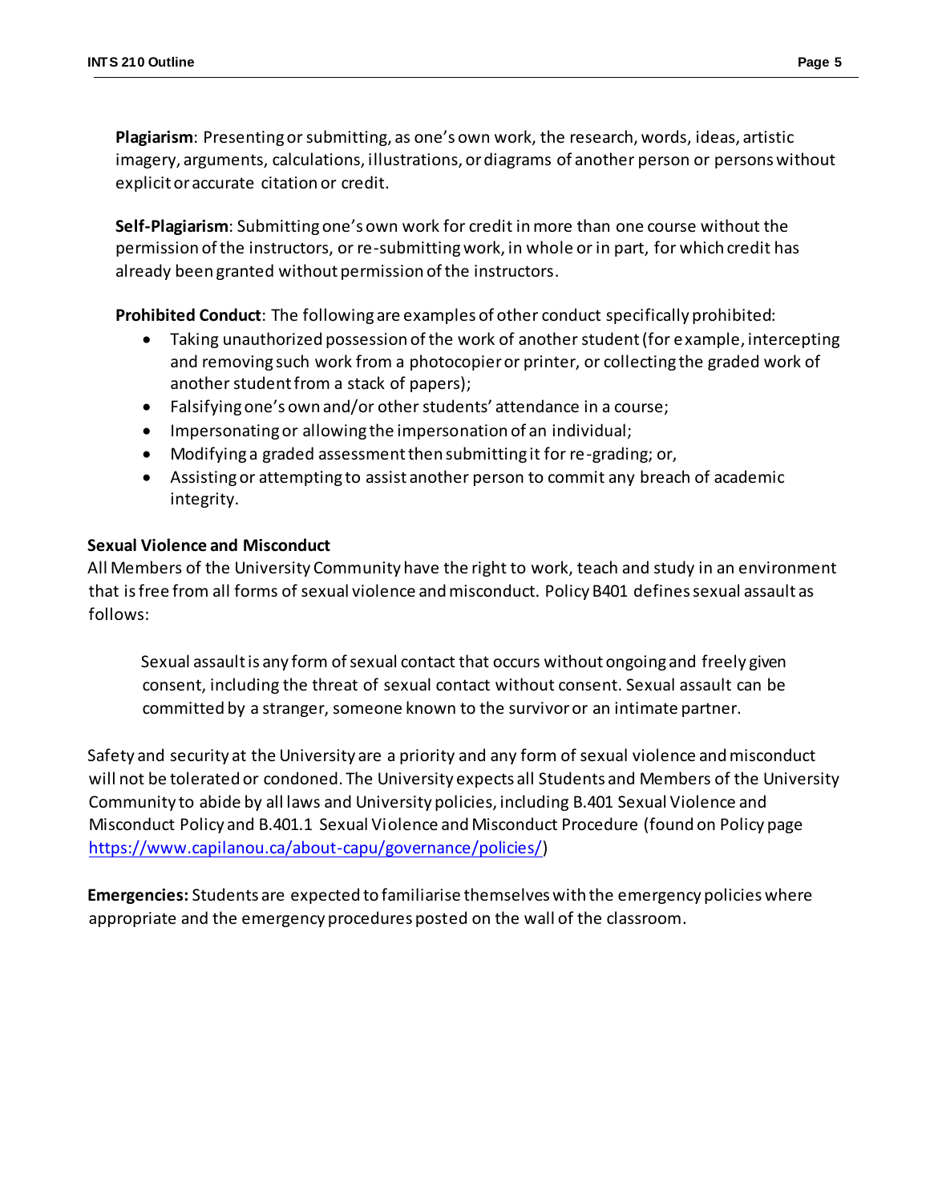**Plagiarism**: Presenting or submitting, as one's own work, the research, words, ideas, artistic imagery, arguments, calculations, illustrations, or diagrams of another person or persons without explicit or accurate citation or credit.

**Self-Plagiarism**: Submitting one's own work for credit in more than one course without the permission of the instructors, or re-submitting work, in whole or in part, for which credit has already been granted without permission of the instructors.

**Prohibited Conduct**: The following are examples of other conduct specifically prohibited:

- Taking unauthorized possession of the work of another student (for example, intercepting and removing such work from a photocopier or printer, or collecting the graded work of another student from a stack of papers);
- Falsifying one's own and/or other students' attendance in a course;
- Impersonating or allowing the impersonation of an individual;
- Modifying a graded assessment then submitting it for re-grading; or,
- Assisting or attempting to assist another person to commit any breach of academic integrity.

**Sexual Violence and Misconduct**

All Members of the University Community have the right to work, teach and study in an environment that is free from all forms of sexual violence and misconduct. Policy B401 defines sexual assault as follows:

> Sexual assault is any form of sexual contact that occurs without ongoing and freely given consent, including the threat of sexual contact without consent. Sexual assault can be committed by a stranger, someone known to the survivor or an intimate partner.

Safety and security at the University are a priority and any form of sexual violence and misconduct will not be tolerated or condoned. The University expects all Students and Members of the University Community to abide by all laws and University policies, including B.401 Sexual Violence and Misconduct Policy and B.401.1 Sexual Violence and Misconduct Procedure (found on Policy page https://www.capilanou.ca/about-capu/governance/policies/)

**Emergencies:** Students are expected to familiarise themselves with the emergency policies where appropriate and the emergency procedures posted on the wall of the classroom.